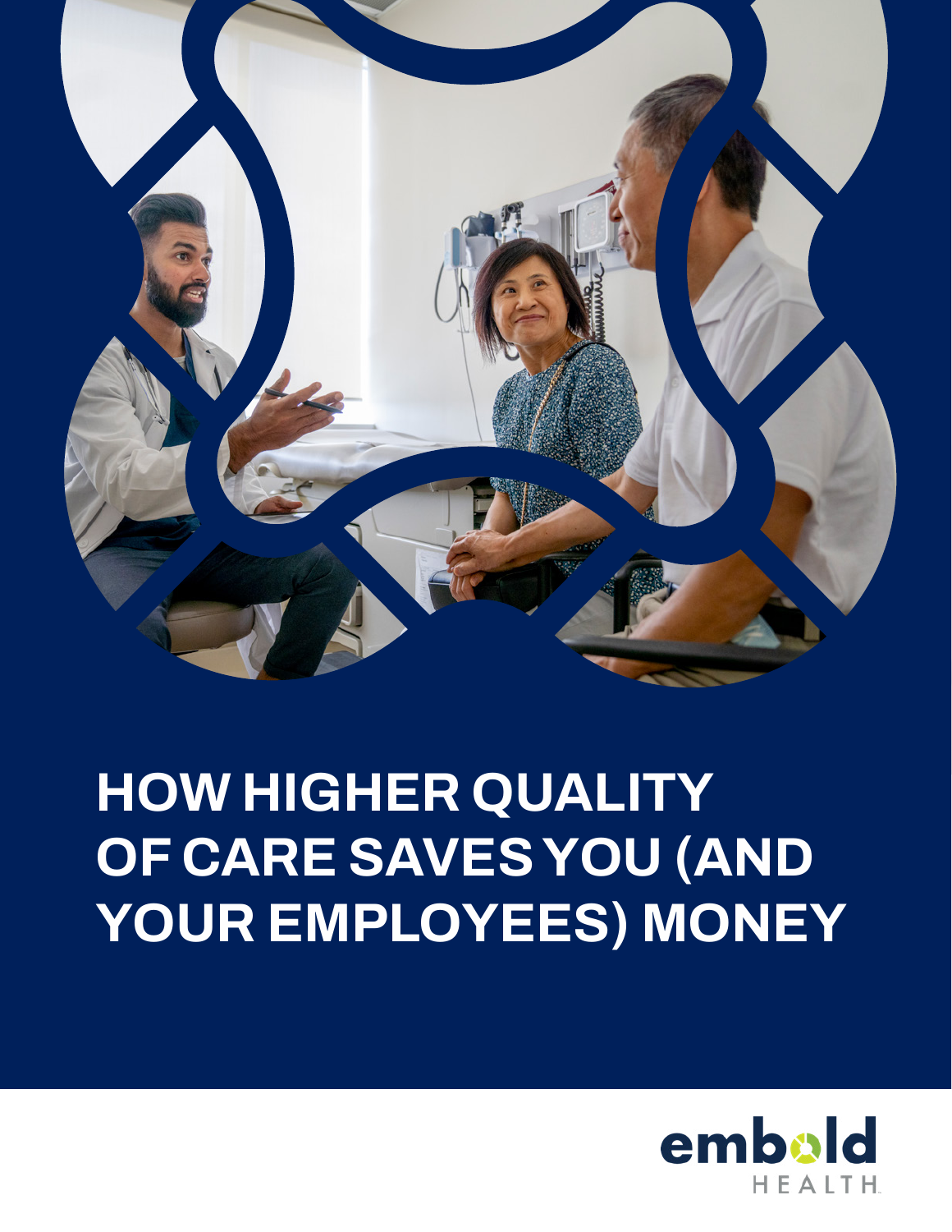# HOW HIGHER QUALITY OF CARE SAVES YOU (AND YOUR EMPLOYEES) MONEY

embold HEALTH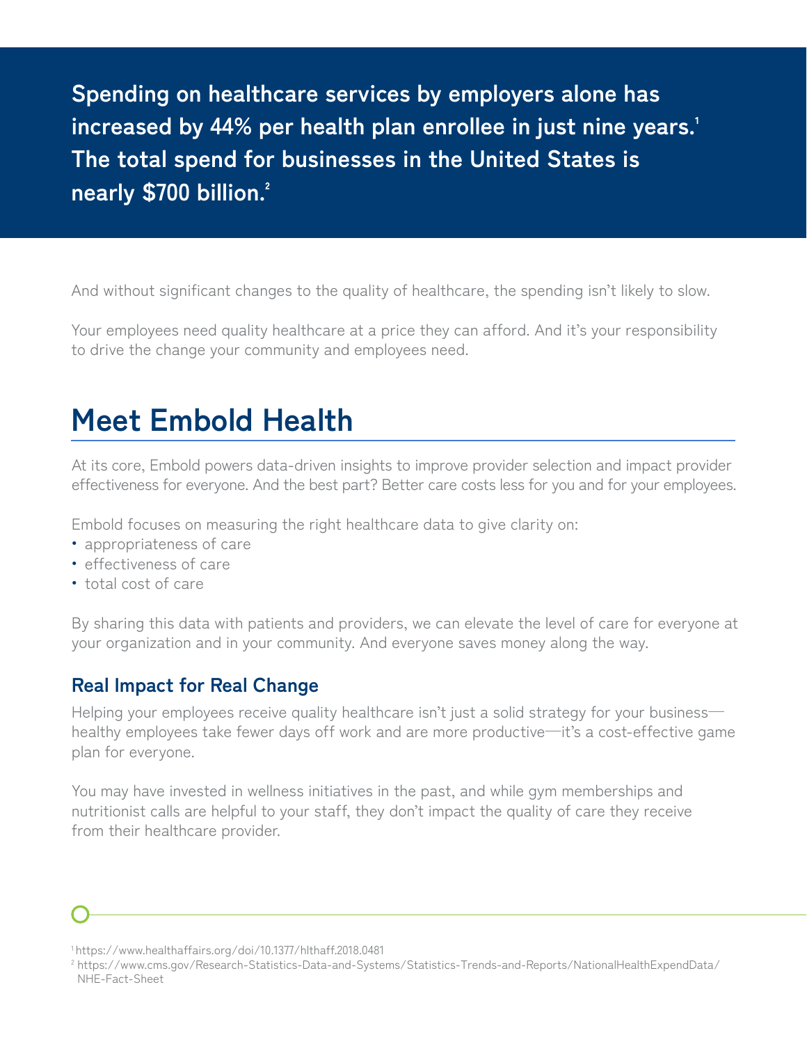**Spending on healthcare services by employers alone has increased by 44% per health plan enrollee in just nine years.[1] The total spend for businesses in the United States is nearly $700 billion.[2]**

And without significant changes to the quality of healthcare, the spending isn't likely to slow.

Your employees need quality healthcare at a price they can afford. And it's your responsibility to drive the change your community and employees need.

# Meet Embold Health

At its core, Embold powers data-driven insights to improve provider selection and impact provider effectiveness for everyone. And the best part? Better care costs less for you and for your employees.

Embold focuses on measuring the right healthcare data to give clarity on:

- appropriateness of care
- effectiveness of care
- total cost of care

By sharing this data with patients and providers, we can elevate the level of care for everyone at your organization and in your community. And everyone saves money along the way.

### Real Impact for Real Change

Helping your employees receive quality healthcare isn't just a solid strategy for your business—healthy employees take fewer days off work and are more productive—it's a cost-effective game plan for everyone.

You may have invested in wellness initiatives in the past, and while gym memberships and nutritionist calls are helpful to your staff, they don't impact the quality of care they receive from their healthcare provider.

[1] https://www.healthaffairs.org/doi/10.1377/hlthaff.2018.0481

[2] https://www.cms.gov/Research-Statistics-Data-and-Systems/Statistics-Trends-and-Reports/NationalHealthExpendData/NHE-Fact-Sheet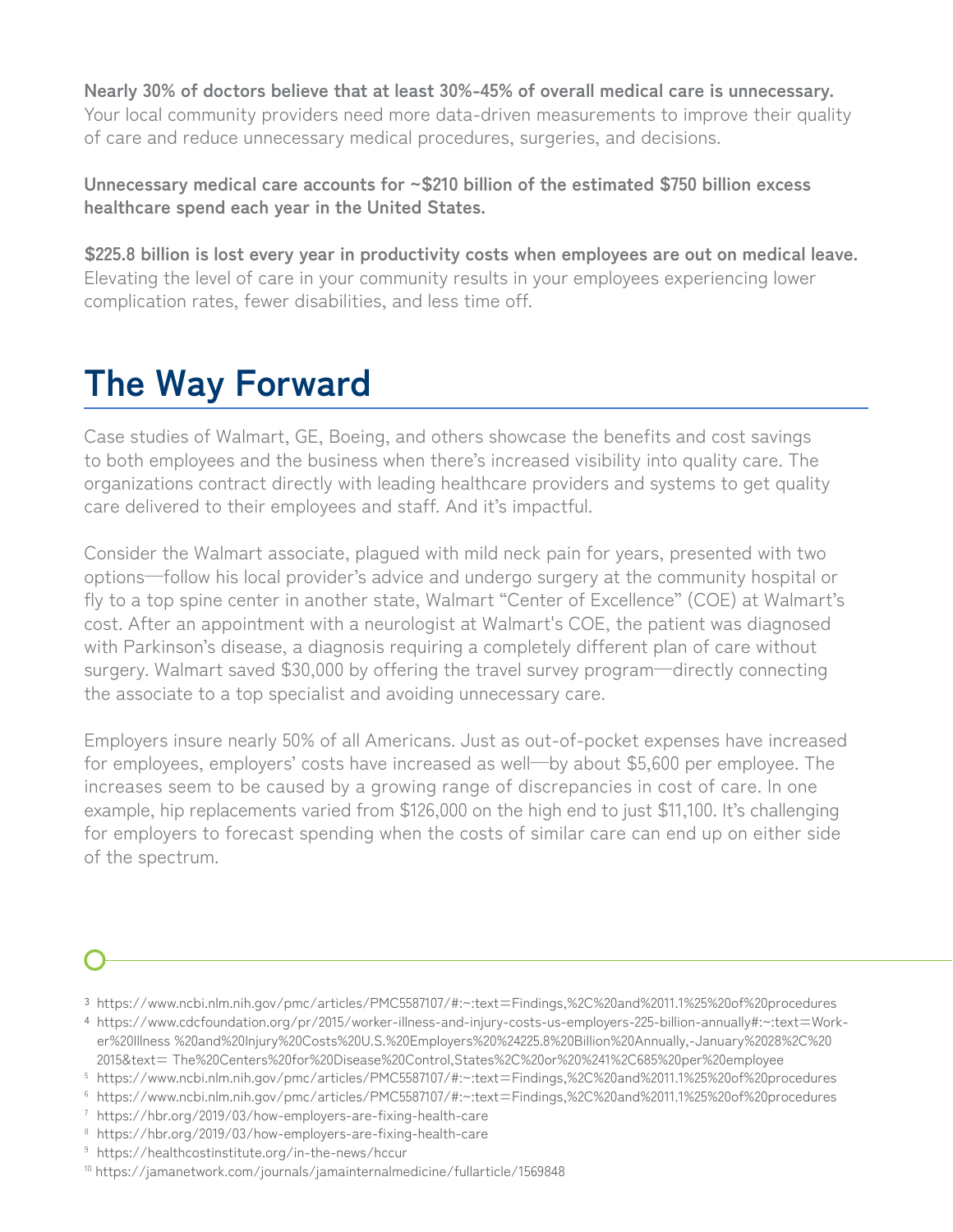**Nearly 30% of doctors believe that at least 30%-45% of overall medical care is unnecessary.** Your local community providers need more data-driven measurements to improve their quality of care and reduce unnecessary medical procedures, surgeries, and decisions.

**Unnecessary medical care accounts for ~$210 billion of the estimated $750 billion excess healthcare spend each year in the United States.**

**$225.8 billion is lost every year in productivity costs when employees are out on medical leave.** Elevating the level of care in your community results in your employees experiencing lower complication rates, fewer disabilities, and less time off.

# The Way Forward

Case studies of Walmart, GE, Boeing, and others showcase the benefits and cost savings to both employees and the business when there's increased visibility into quality care. The organizations contract directly with leading healthcare providers and systems to get quality care delivered to their employees and staff. And it's impactful.

Consider the Walmart associate, plagued with mild neck pain for years, presented with two options—follow his local provider's advice and undergo surgery at the community hospital or fly to a top spine center in another state, Walmart "Center of Excellence" (COE) at Walmart's cost. After an appointment with a neurologist at Walmart's COE, the patient was diagnosed with Parkinson's disease, a diagnosis requiring a completely different plan of care without surgery. Walmart saved $30,000 by offering the travel survey program—directly connecting the associate to a top specialist and avoiding unnecessary care.

Employers insure nearly 50% of all Americans. Just as out-of-pocket expenses have increased for employees, employers' costs have increased as well—by about $5,600 per employee. The increases seem to be caused by a growing range of discrepancies in cost of care. In one example, hip replacements varied from $126,000 on the high end to just $11,100. It's challenging for employers to forecast spending when the costs of similar care can end up on either side of the spectrum.

---

[3] https://www.ncbi.nlm.nih.gov/pmc/articles/PMC5587107/#:~:text=Findings,%2C%20and%2011.1%25%20of%20procedures

[4] https://www.cdcfoundation.org/pr/2015/worker-illness-and-injury-costs-us-employers-225-billion-annually#:~:text=Worker%20Illness %20and%20Injury%20Costs%20U.S.%20Employers%20%24225.8%20Billion%20Annually,-January%2028%2C%20 2015&text= The%20Centers%20for%20Disease%20Control,States%2C%20or%20%241%2C685%20per%20employee

[5] https://www.ncbi.nlm.nih.gov/pmc/articles/PMC5587107/#:~:text=Findings,%2C%20and%2011.1%25%20of%20procedures

[6] https://www.ncbi.nlm.nih.gov/pmc/articles/PMC5587107/#:~:text=Findings,%2C%20and%2011.1%25%20of%20procedures

[7] https://hbr.org/2019/03/how-employers-are-fixing-health-care

[8] https://hbr.org/2019/03/how-employers-are-fixing-health-care

[9] https://healthcostinstitute.org/in-the-news/hccur

[10] https://jamanetwork.com/journals/jamainternalmedicine/fullarticle/1569848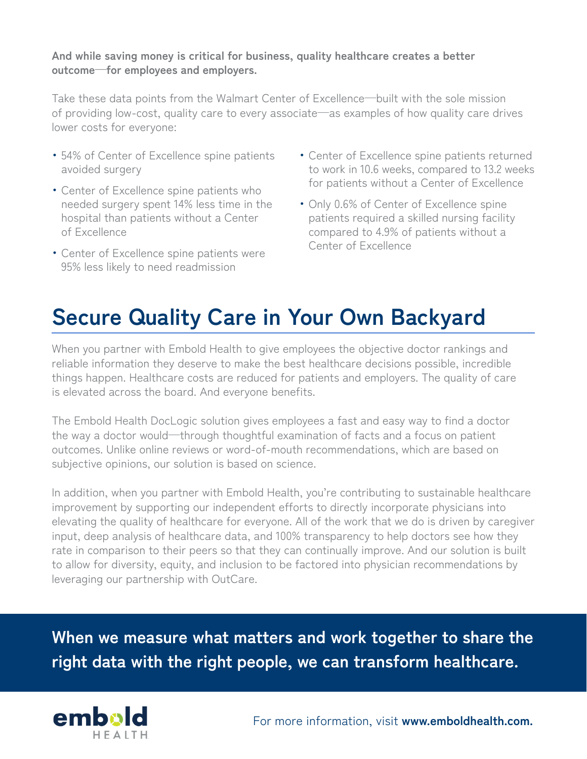**And while saving money is critical for business, quality healthcare creates a better outcome—for employees and employers.**

Take these data points from the Walmart Center of Excellence—built with the sole mission of providing low-cost, quality care to every associate—as examples of how quality care drives lower costs for everyone:

- 54% of Center of Excellence spine patients avoided surgery
- Center of Excellence spine patients who needed surgery spent 14% less time in the hospital than patients without a Center of Excellence
- Center of Excellence spine patients were 95% less likely to need readmission
- Center of Excellence spine patients returned to work in 10.6 weeks, compared to 13.2 weeks for patients without a Center of Excellence
- Only 0.6% of Center of Excellence spine patients required a skilled nursing facility compared to 4.9% of patients without a Center of Excellence

## Secure Quality Care in Your Own Backyard

When you partner with Embold Health to give employees the objective doctor rankings and reliable information they deserve to make the best healthcare decisions possible, incredible things happen. Healthcare costs are reduced for patients and employers. The quality of care is elevated across the board. And everyone benefits.

The Embold Health DocLogic solution gives employees a fast and easy way to find a doctor the way a doctor would—through thoughtful examination of facts and a focus on patient outcomes. Unlike online reviews or word-of-mouth recommendations, which are based on subjective opinions, our solution is based on science.

In addition, when you partner with Embold Health, you're contributing to sustainable healthcare improvement by supporting our independent efforts to directly incorporate physicians into elevating the quality of healthcare for everyone. All of the work that we do is driven by caregiver input, deep analysis of healthcare data, and 100% transparency to help doctors see how they rate in comparison to their peers so that they can continually improve. And our solution is built to allow for diversity, equity, and inclusion to be factored into physician recommendations by leveraging our partnership with OutCare.

**When we measure what matters and work together to share the right data with the right people, we can transform healthcare.**

embold HEALTH

For more information, visit **www.emboldhealth.com.**